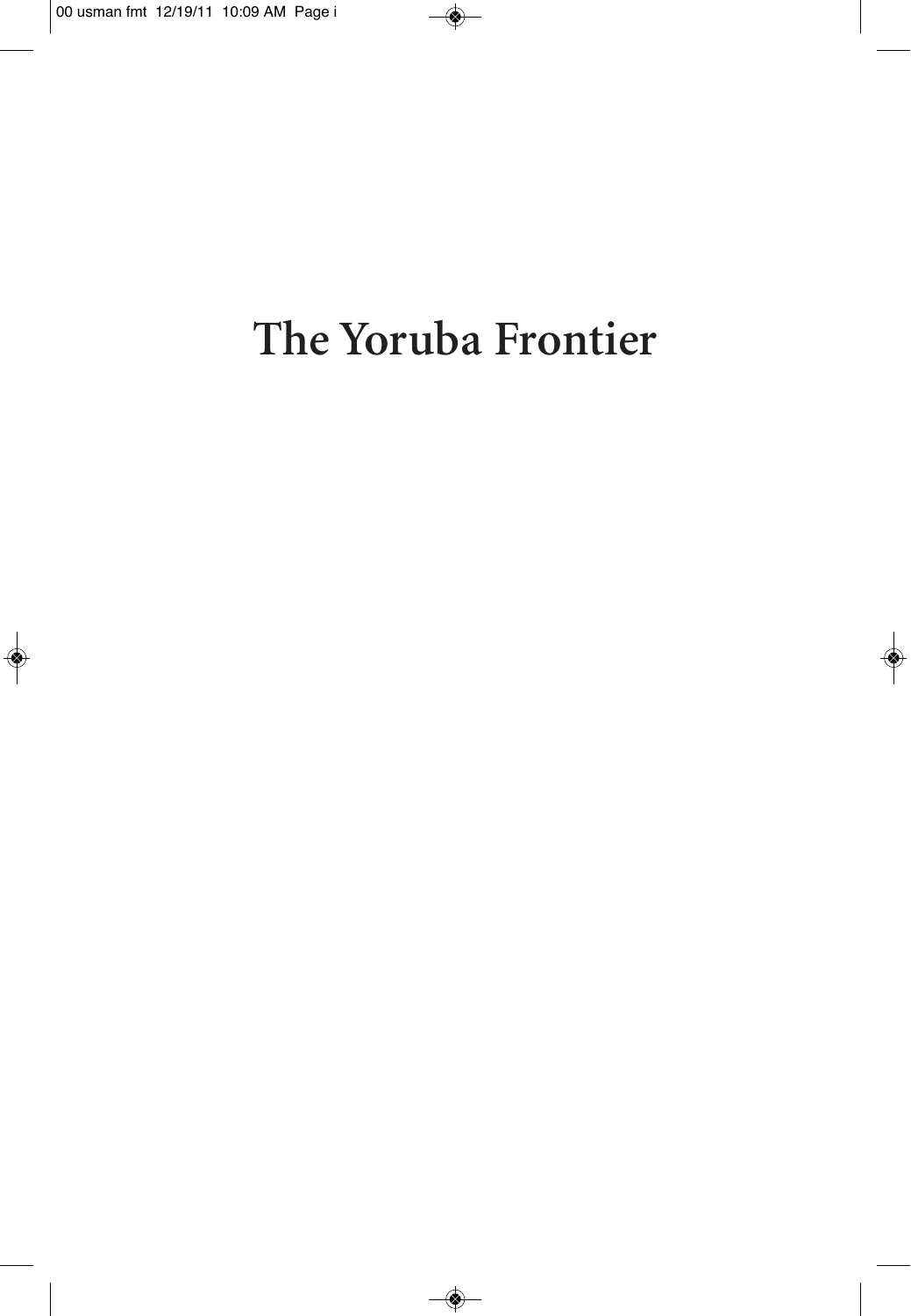# The Yoruba Frontier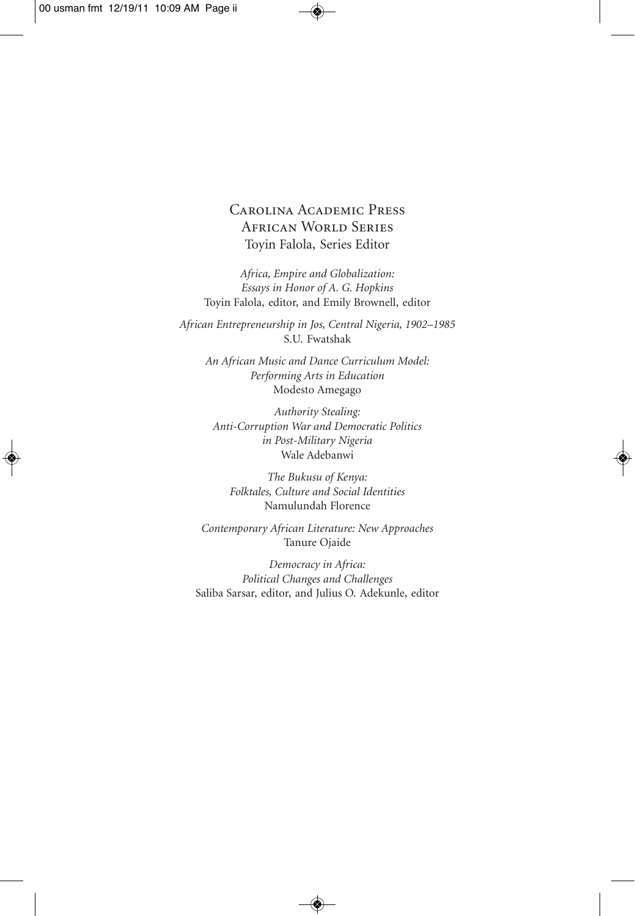# Carolina Academic Press
## African World Series
Toyin Falola, Series Editor

*Africa, Empire and Globalization: Essays in Honor of A. G. Hopkins*
Toyin Falola, editor, and Emily Brownell, editor

*African Entrepreneurship in Jos, Central Nigeria, 1902–1985*
S.U. Fwatshak

*An African Music and Dance Curriculum Model: Performing Arts in Education*
Modesto Amegago

*Authority Stealing: Anti-Corruption War and Democratic Politics in Post-Military Nigeria*
Wale Adebanwi

*The Bukusu of Kenya: Folktales, Culture and Social Identities*
Namulundah Florence

*Contemporary African Literature: New Approaches*
Tanure Ojaide

*Democracy in Africa: Political Changes and Challenges*
Saliba Sarsar, editor, and Julius O. Adekunle, editor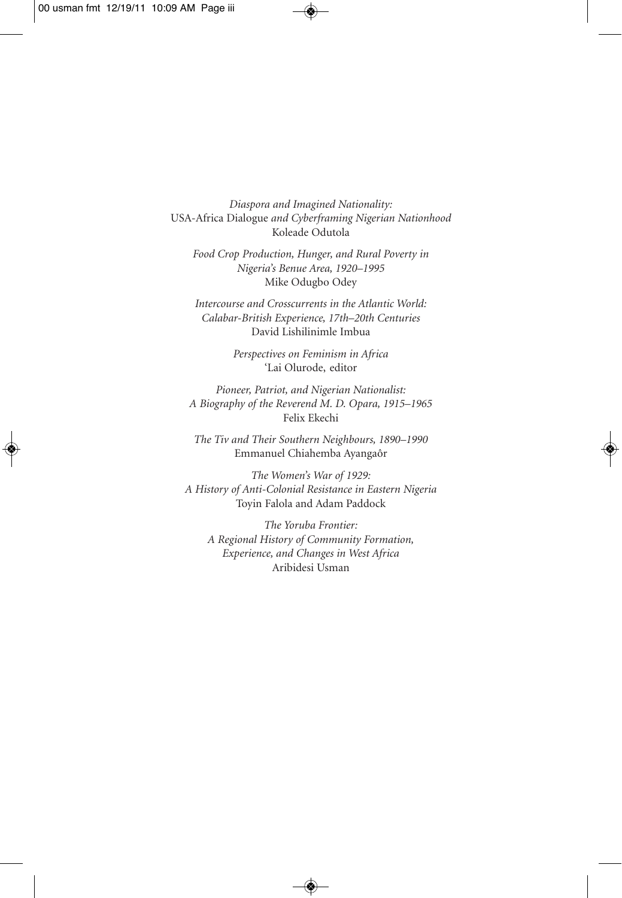*Diaspora and Imagined Nationality:*
USA-Africa Dialogue *and Cyberframing Nigerian Nationhood*
Koleade Odutola

*Food Crop Production, Hunger, and Rural Poverty in Nigeria's Benue Area, 1920–1995*
Mike Odugbo Odey

*Intercourse and Crosscurrents in the Atlantic World: Calabar-British Experience, 17th–20th Centuries*
David Lishilinimle Imbua

*Perspectives on Feminism in Africa*
'Lai Olurode, editor

*Pioneer, Patriot, and Nigerian Nationalist: A Biography of the Reverend M. D. Opara, 1915–1965*
Felix Ekechi

*The Tiv and Their Southern Neighbours, 1890–1990*
Emmanuel Chiahemba Ayangaôr

*The Women's War of 1929: A History of Anti-Colonial Resistance in Eastern Nigeria*
Toyin Falola and Adam Paddock

*The Yoruba Frontier: A Regional History of Community Formation, Experience, and Changes in West Africa*
Aribidesi Usman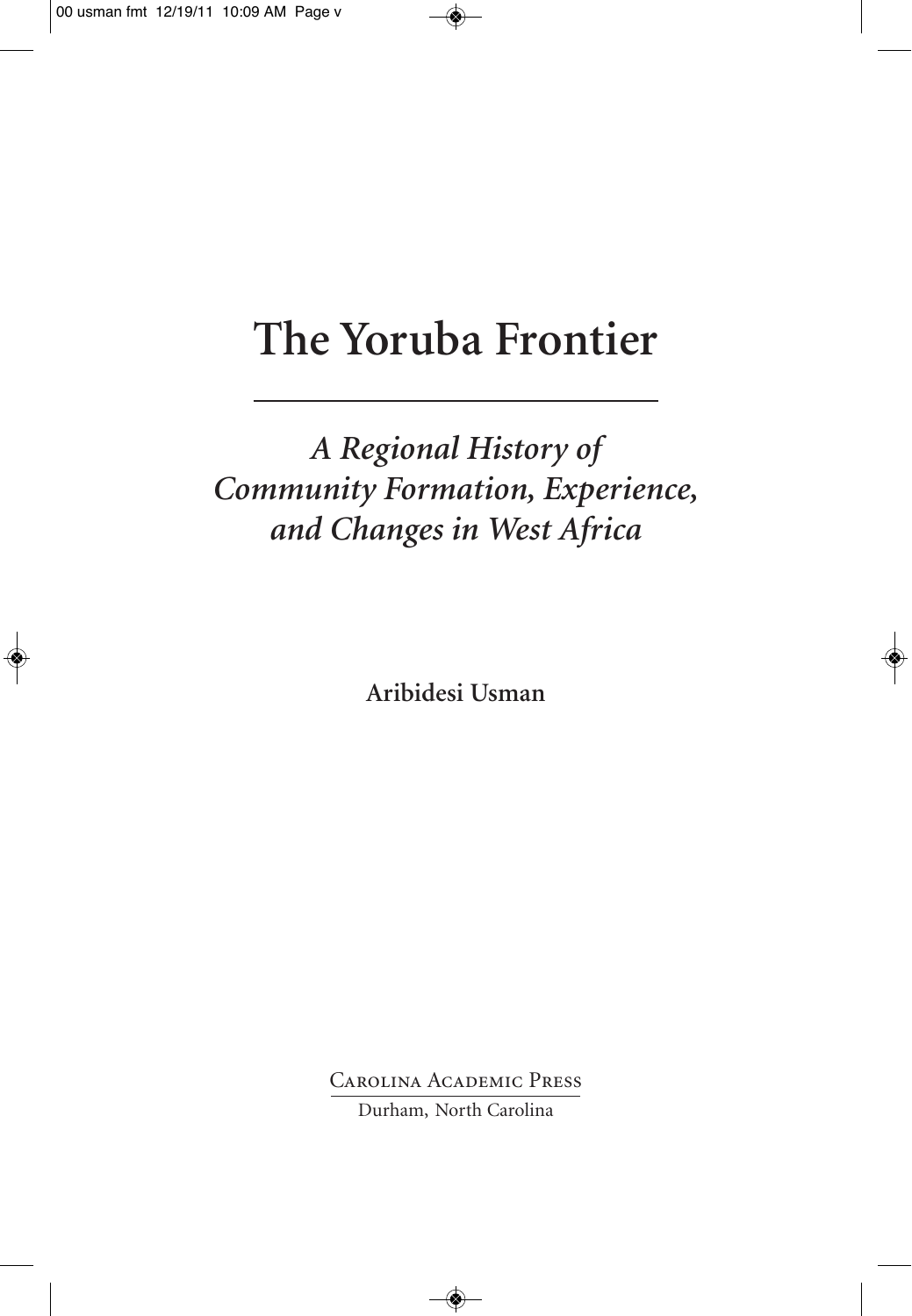# The Yoruba Frontier

*A Regional History of Community Formation, Experience, and Changes in West Africa*

**Aribidesi Usman**

Carolina Academic Press

Durham, North Carolina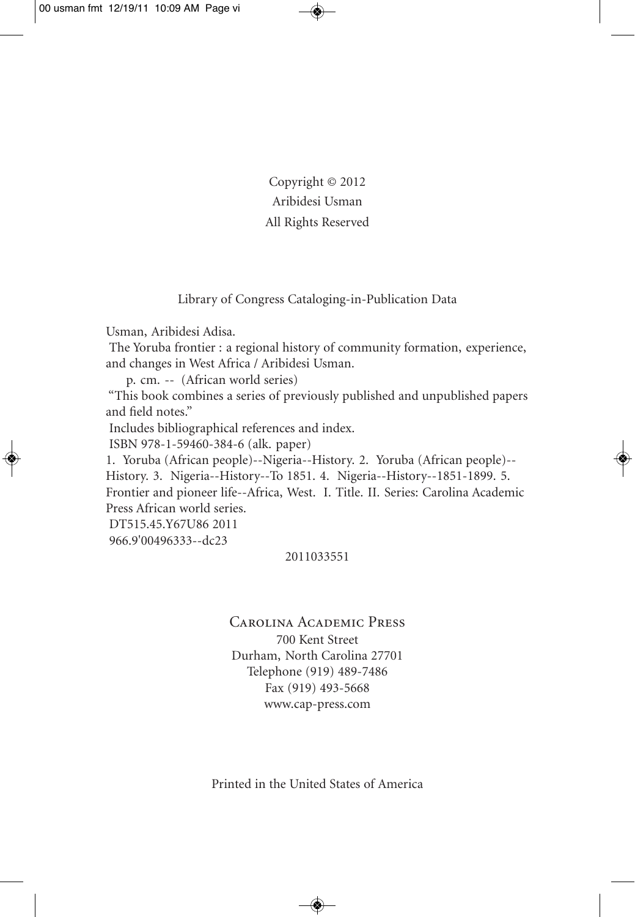Copyright © 2012
Aribidesi Usman
All Rights Reserved

Library of Congress Cataloging-in-Publication Data

Usman, Aribidesi Adisa.
The Yoruba frontier : a regional history of community formation, experience, and changes in West Africa / Aribidesi Usman.
p. cm. -- (African world series)
"This book combines a series of previously published and unpublished papers and field notes."
Includes bibliographical references and index.
ISBN 978-1-59460-384-6 (alk. paper)
1. Yoruba (African people)--Nigeria--History. 2. Yoruba (African people)--History. 3. Nigeria--History--To 1851. 4. Nigeria--History--1851-1899. 5. Frontier and pioneer life--Africa, West. I. Title. II. Series: Carolina Academic Press African world series.
DT515.45.Y67U86 2011
966.9'00496333--dc23

2011033551

Carolina Academic Press
700 Kent Street
Durham, North Carolina 27701
Telephone (919) 489-7486
Fax (919) 493-5668
www.cap-press.com

Printed in the United States of America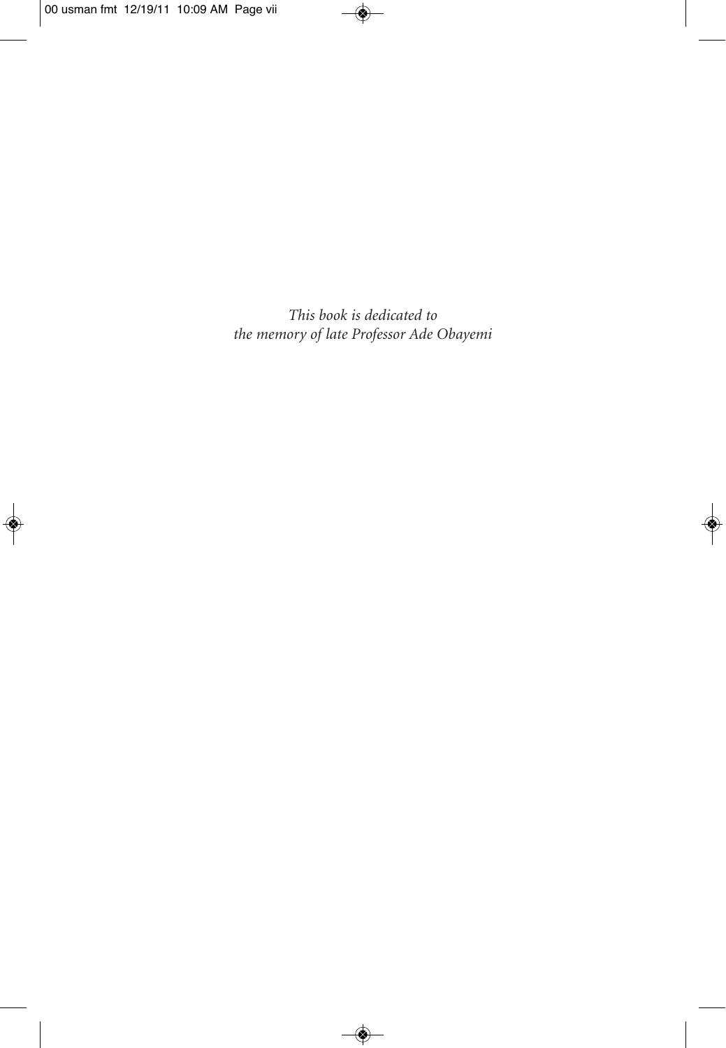*This book is dedicated to*
*the memory of late Professor Ade Obayemi*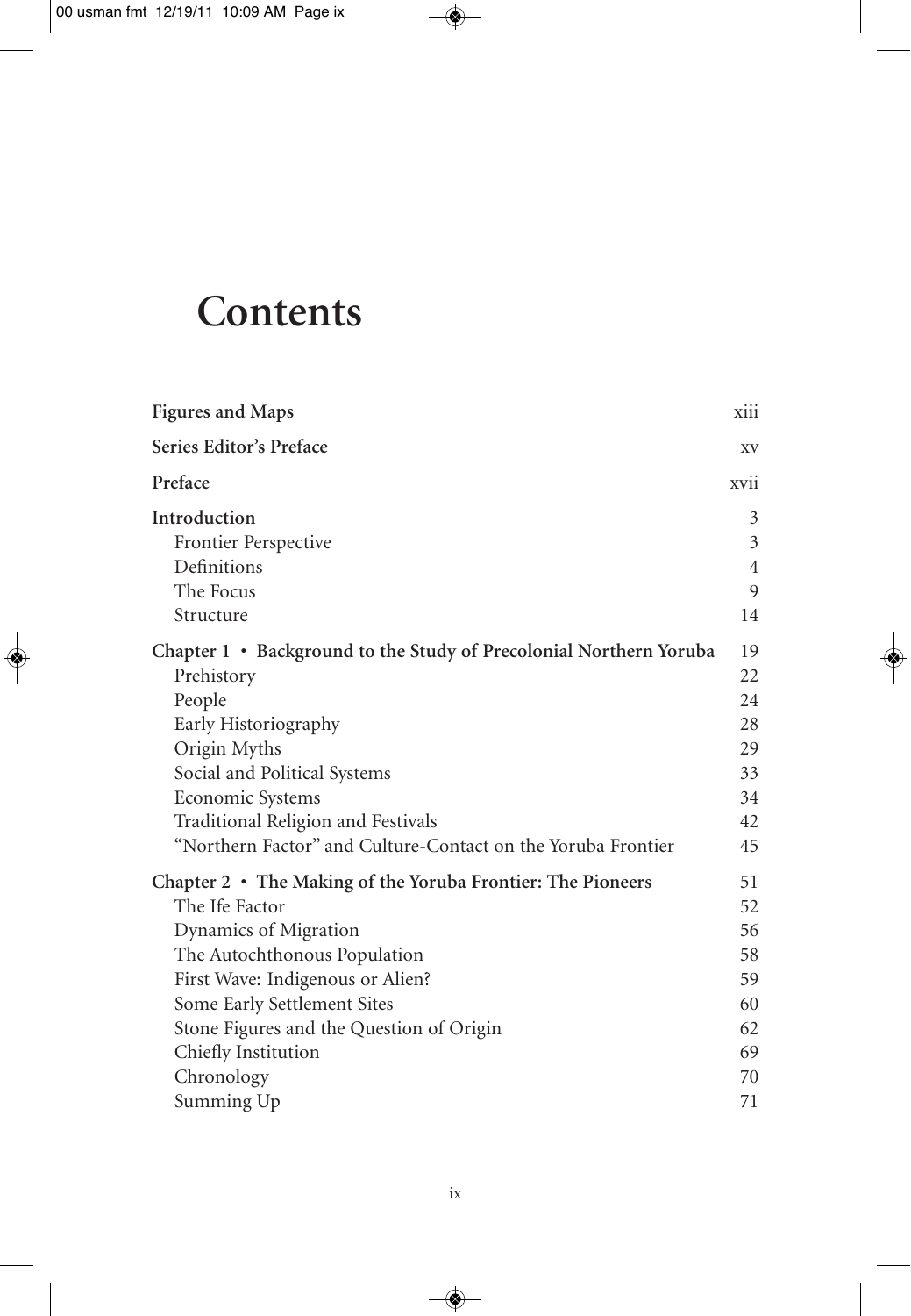# Contents

| | |
|---|---|
| **Figures and Maps** | xiii |
| **Series Editor's Preface** | xv |
| **Preface** | xvii |
| **Introduction** | 3 |
| Frontier Perspective | 3 |
| Definitions | 4 |
| The Focus | 9 |
| Structure | 14 |
| **Chapter 1 • Background to the Study of Precolonial Northern Yoruba** | 19 |
| Prehistory | 22 |
| People | 24 |
| Early Historiography | 28 |
| Origin Myths | 29 |
| Social and Political Systems | 33 |
| Economic Systems | 34 |
| Traditional Religion and Festivals | 42 |
| "Northern Factor" and Culture-Contact on the Yoruba Frontier | 45 |
| **Chapter 2 • The Making of the Yoruba Frontier: The Pioneers** | 51 |
| The Ife Factor | 52 |
| Dynamics of Migration | 56 |
| The Autochthonous Population | 58 |
| First Wave: Indigenous or Alien? | 59 |
| Some Early Settlement Sites | 60 |
| Stone Figures and the Question of Origin | 62 |
| Chiefly Institution | 69 |
| Chronology | 70 |
| Summing Up | 71 |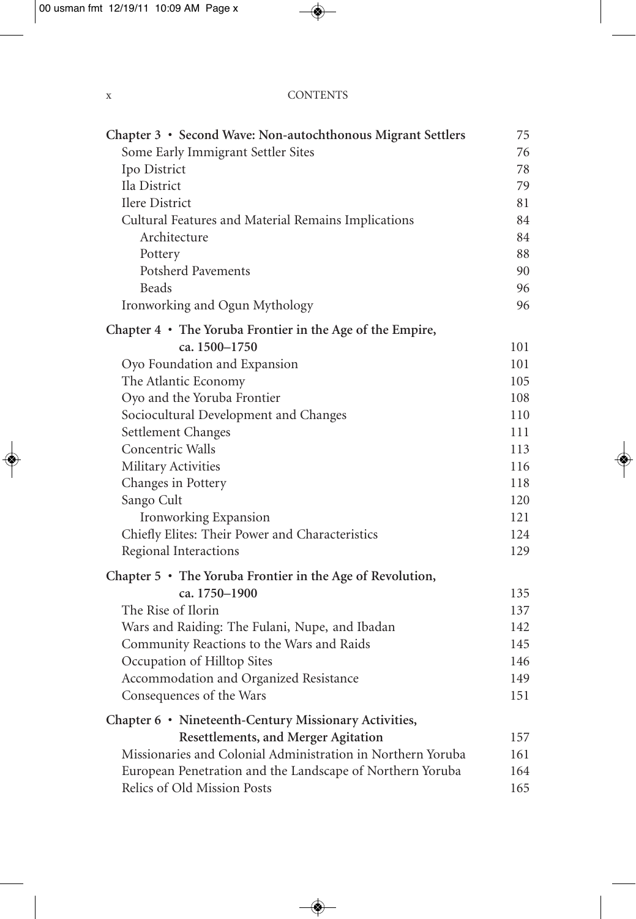| | |
|---|---|
| **Chapter 3 • Second Wave: Non-autochthonous Migrant Settlers** | 75 |
| Some Early Immigrant Settler Sites | 76 |
| Ipo District | 78 |
| Ila District | 79 |
| Ilere District | 81 |
| Cultural Features and Material Remains Implications | 84 |
| Architecture | 84 |
| Pottery | 88 |
| Potsherd Pavements | 90 |
| Beads | 96 |
| Ironworking and Ogun Mythology | 96 |
| **Chapter 4 • The Yoruba Frontier in the Age of the Empire, ca. 1500–1750** | 101 |
| Oyo Foundation and Expansion | 101 |
| The Atlantic Economy | 105 |
| Oyo and the Yoruba Frontier | 108 |
| Sociocultural Development and Changes | 110 |
| Settlement Changes | 111 |
| Concentric Walls | 113 |
| Military Activities | 116 |
| Changes in Pottery | 118 |
| Sango Cult | 120 |
| Ironworking Expansion | 121 |
| Chiefly Elites: Their Power and Characteristics | 124 |
| Regional Interactions | 129 |
| **Chapter 5 • The Yoruba Frontier in the Age of Revolution, ca. 1750–1900** | 135 |
| The Rise of Ilorin | 137 |
| Wars and Raiding: The Fulani, Nupe, and Ibadan | 142 |
| Community Reactions to the Wars and Raids | 145 |
| Occupation of Hilltop Sites | 146 |
| Accommodation and Organized Resistance | 149 |
| Consequences of the Wars | 151 |
| **Chapter 6 • Nineteenth-Century Missionary Activities, Resettlements, and Merger Agitation** | 157 |
| Missionaries and Colonial Administration in Northern Yoruba | 161 |
| European Penetration and the Landscape of Northern Yoruba | 164 |
| Relics of Old Mission Posts | 165 |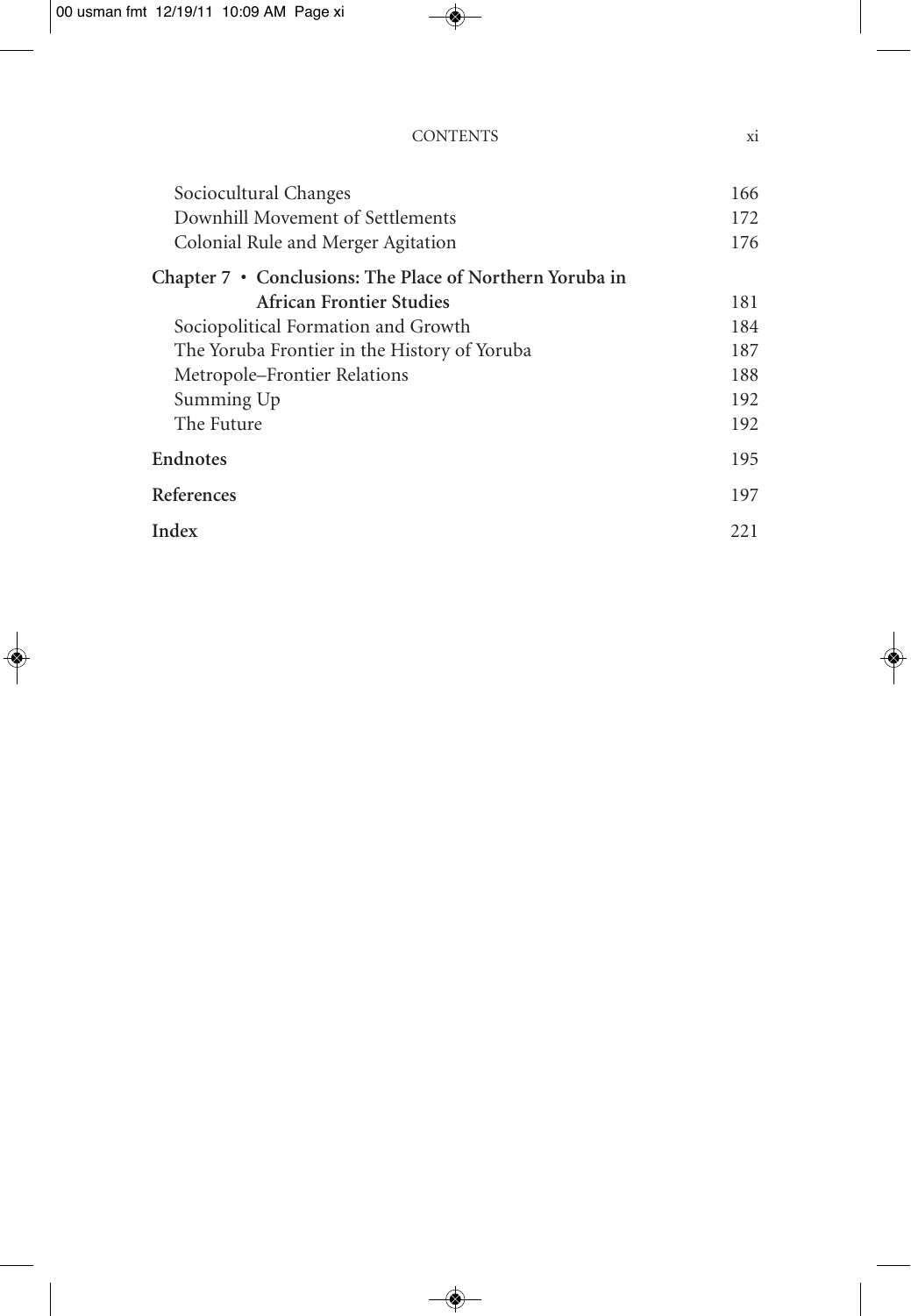| | |
|---|---|
| Sociocultural Changes | 166 |
| Downhill Movement of Settlements | 172 |
| Colonial Rule and Merger Agitation | 176 |
| **Chapter 7 • Conclusions: The Place of Northern Yoruba in African Frontier Studies** | 181 |
| Sociopolitical Formation and Growth | 184 |
| The Yoruba Frontier in the History of Yoruba | 187 |
| Metropole–Frontier Relations | 188 |
| Summing Up | 192 |
| The Future | 192 |
| **Endnotes** | 195 |
| **References** | 197 |
| **Index** | 221 |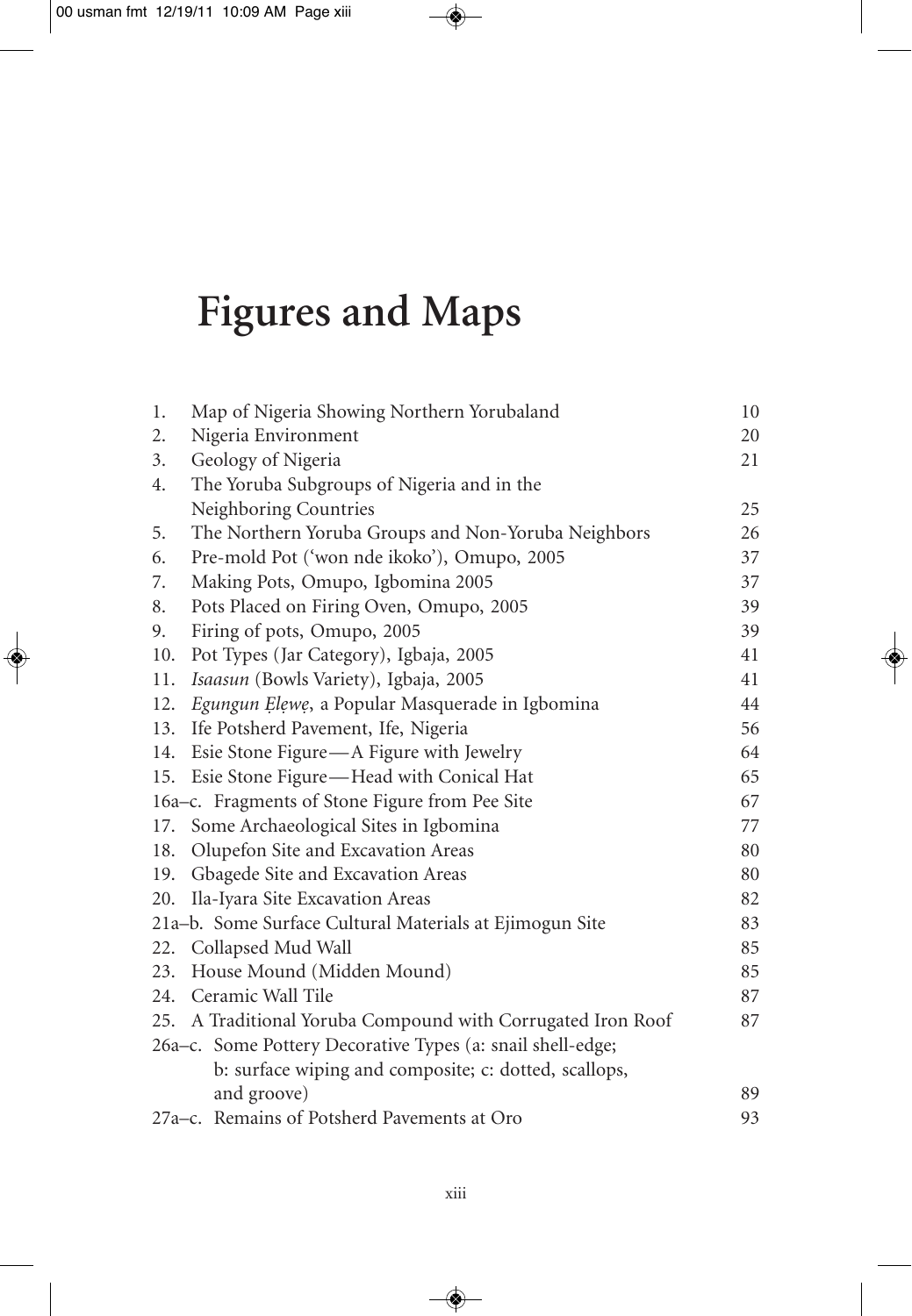# Figures and Maps

| | | |
|---|---|---|
| 1. | Map of Nigeria Showing Northern Yorubaland | 10 |
| 2. | Nigeria Environment | 20 |
| 3. | Geology of Nigeria | 21 |
| 4. | The Yoruba Subgroups of Nigeria and in the Neighboring Countries | 25 |
| 5. | The Northern Yoruba Groups and Non-Yoruba Neighbors | 26 |
| 6. | Pre-mold Pot ('won nde ikoko'), Omupo, 2005 | 37 |
| 7. | Making Pots, Omupo, Igbomina 2005 | 37 |
| 8. | Pots Placed on Firing Oven, Omupo, 2005 | 39 |
| 9. | Firing of pots, Omupo, 2005 | 39 |
| 10. | Pot Types (Jar Category), Igbaja, 2005 | 41 |
| 11. | *Isaasun* (Bowls Variety), Igbaja, 2005 | 41 |
| 12. | *Egungun Ẹlẹwẹ*, a Popular Masquerade in Igbomina | 44 |
| 13. | Ife Potsherd Pavement, Ife, Nigeria | 56 |
| 14. | Esie Stone Figure—A Figure with Jewelry | 64 |
| 15. | Esie Stone Figure—Head with Conical Hat | 65 |
| 16a–c. | Fragments of Stone Figure from Pee Site | 67 |
| 17. | Some Archaeological Sites in Igbomina | 77 |
| 18. | Olupefon Site and Excavation Areas | 80 |
| 19. | Gbagede Site and Excavation Areas | 80 |
| 20. | Ila-Iyara Site Excavation Areas | 82 |
| 21a–b. | Some Surface Cultural Materials at Ejimogun Site | 83 |
| 22. | Collapsed Mud Wall | 85 |
| 23. | House Mound (Midden Mound) | 85 |
| 24. | Ceramic Wall Tile | 87 |
| 25. | A Traditional Yoruba Compound with Corrugated Iron Roof | 87 |
| 26a–c. | Some Pottery Decorative Types (a: snail shell-edge; b: surface wiping and composite; c: dotted, scallops, and groove) | 89 |
| 27a–c. | Remains of Potsherd Pavements at Oro | 93 |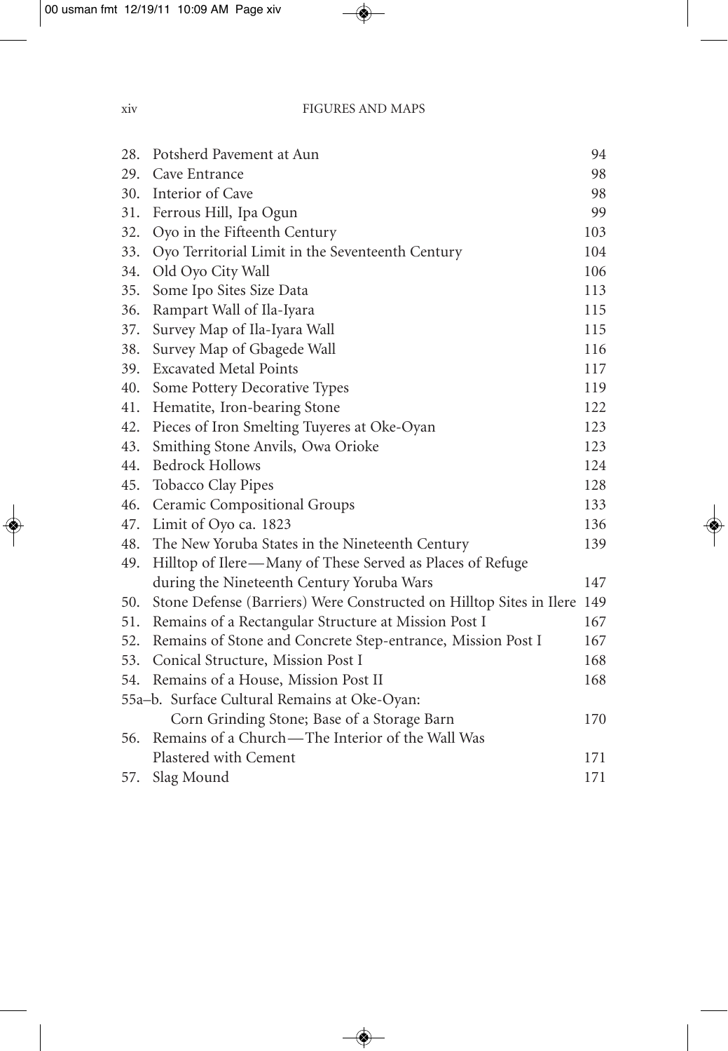| | | |
|---|---|---|
| 28. | Potsherd Pavement at Aun | 94 |
| 29. | Cave Entrance | 98 |
| 30. | Interior of Cave | 98 |
| 31. | Ferrous Hill, Ipa Ogun | 99 |
| 32. | Oyo in the Fifteenth Century | 103 |
| 33. | Oyo Territorial Limit in the Seventeenth Century | 104 |
| 34. | Old Oyo City Wall | 106 |
| 35. | Some Ipo Sites Size Data | 113 |
| 36. | Rampart Wall of Ila-Iyara | 115 |
| 37. | Survey Map of Ila-Iyara Wall | 115 |
| 38. | Survey Map of Gbagede Wall | 116 |
| 39. | Excavated Metal Points | 117 |
| 40. | Some Pottery Decorative Types | 119 |
| 41. | Hematite, Iron-bearing Stone | 122 |
| 42. | Pieces of Iron Smelting Tuyeres at Oke-Oyan | 123 |
| 43. | Smithing Stone Anvils, Owa Orioke | 123 |
| 44. | Bedrock Hollows | 124 |
| 45. | Tobacco Clay Pipes | 128 |
| 46. | Ceramic Compositional Groups | 133 |
| 47. | Limit of Oyo ca. 1823 | 136 |
| 48. | The New Yoruba States in the Nineteenth Century | 139 |
| 49. | Hilltop of Ilere—Many of These Served as Places of Refuge during the Nineteenth Century Yoruba Wars | 147 |
| 50. | Stone Defense (Barriers) Were Constructed on Hilltop Sites in Ilere | 149 |
| 51. | Remains of a Rectangular Structure at Mission Post I | 167 |
| 52. | Remains of Stone and Concrete Step-entrance, Mission Post I | 167 |
| 53. | Conical Structure, Mission Post I | 168 |
| 54. | Remains of a House, Mission Post II | 168 |
| 55a–b. | Surface Cultural Remains at Oke-Oyan: Corn Grinding Stone; Base of a Storage Barn | 170 |
| 56. | Remains of a Church—The Interior of the Wall Was Plastered with Cement | 171 |
| 57. | Slag Mound | 171 |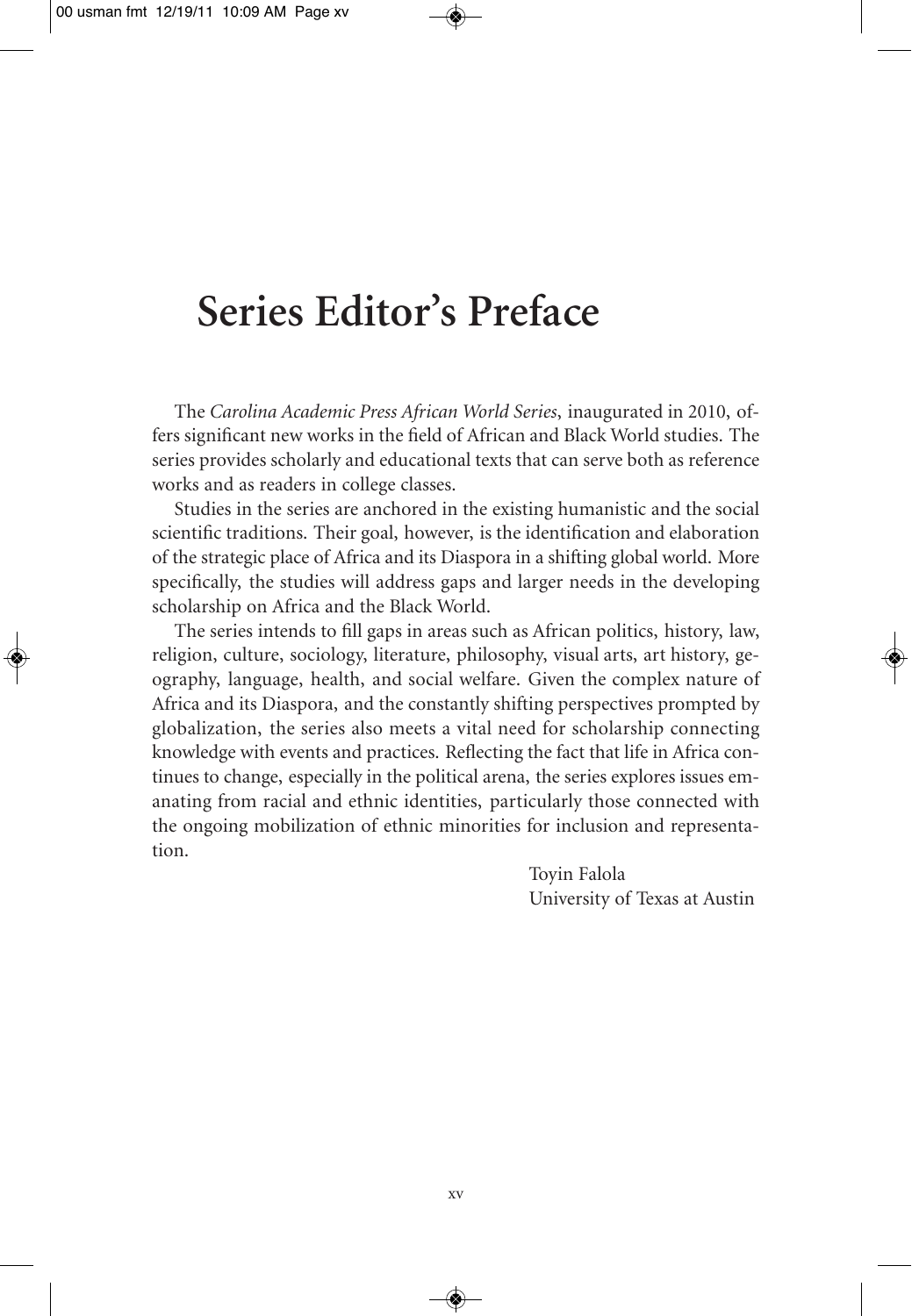# Series Editor's Preface

The *Carolina Academic Press African World Series*, inaugurated in 2010, offers significant new works in the field of African and Black World studies. The series provides scholarly and educational texts that can serve both as reference works and as readers in college classes.

Studies in the series are anchored in the existing humanistic and the social scientific traditions. Their goal, however, is the identification and elaboration of the strategic place of Africa and its Diaspora in a shifting global world. More specifically, the studies will address gaps and larger needs in the developing scholarship on Africa and the Black World.

The series intends to fill gaps in areas such as African politics, history, law, religion, culture, sociology, literature, philosophy, visual arts, art history, geography, language, health, and social welfare. Given the complex nature of Africa and its Diaspora, and the constantly shifting perspectives prompted by globalization, the series also meets a vital need for scholarship connecting knowledge with events and practices. Reflecting the fact that life in Africa continues to change, especially in the political arena, the series explores issues emanating from racial and ethnic identities, particularly those connected with the ongoing mobilization of ethnic minorities for inclusion and representation.

Toyin Falola
University of Texas at Austin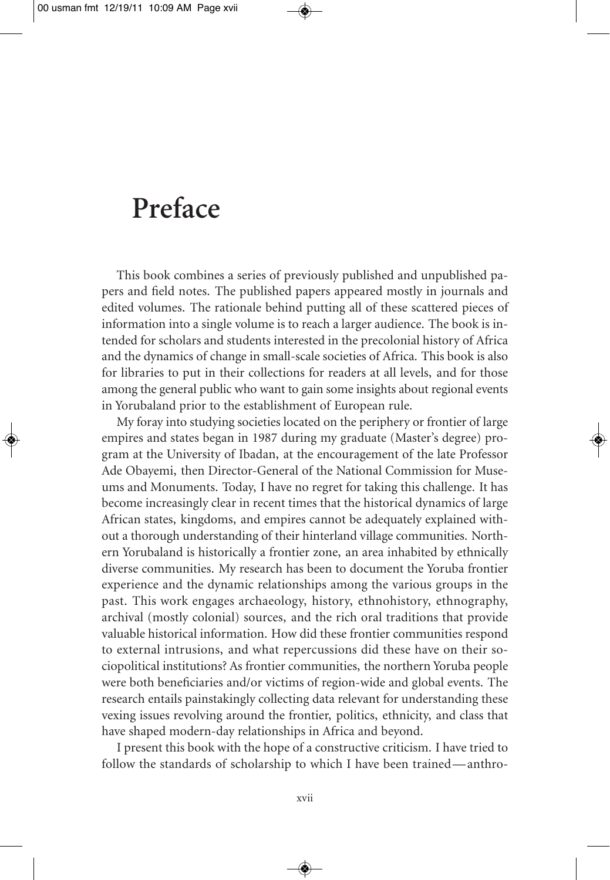# Preface

This book combines a series of previously published and unpublished papers and field notes. The published papers appeared mostly in journals and edited volumes. The rationale behind putting all of these scattered pieces of information into a single volume is to reach a larger audience. The book is intended for scholars and students interested in the precolonial history of Africa and the dynamics of change in small-scale societies of Africa. This book is also for libraries to put in their collections for readers at all levels, and for those among the general public who want to gain some insights about regional events in Yorubaland prior to the establishment of European rule.

My foray into studying societies located on the periphery or frontier of large empires and states began in 1987 during my graduate (Master's degree) program at the University of Ibadan, at the encouragement of the late Professor Ade Obayemi, then Director-General of the National Commission for Museums and Monuments. Today, I have no regret for taking this challenge. It has become increasingly clear in recent times that the historical dynamics of large African states, kingdoms, and empires cannot be adequately explained without a thorough understanding of their hinterland village communities. Northern Yorubaland is historically a frontier zone, an area inhabited by ethnically diverse communities. My research has been to document the Yoruba frontier experience and the dynamic relationships among the various groups in the past. This work engages archaeology, history, ethnohistory, ethnography, archival (mostly colonial) sources, and the rich oral traditions that provide valuable historical information. How did these frontier communities respond to external intrusions, and what repercussions did these have on their sociopolitical institutions? As frontier communities, the northern Yoruba people were both beneficiaries and/or victims of region-wide and global events. The research entails painstakingly collecting data relevant for understanding these vexing issues revolving around the frontier, politics, ethnicity, and class that have shaped modern-day relationships in Africa and beyond.

I present this book with the hope of a constructive criticism. I have tried to follow the standards of scholarship to which I have been trained—anthro-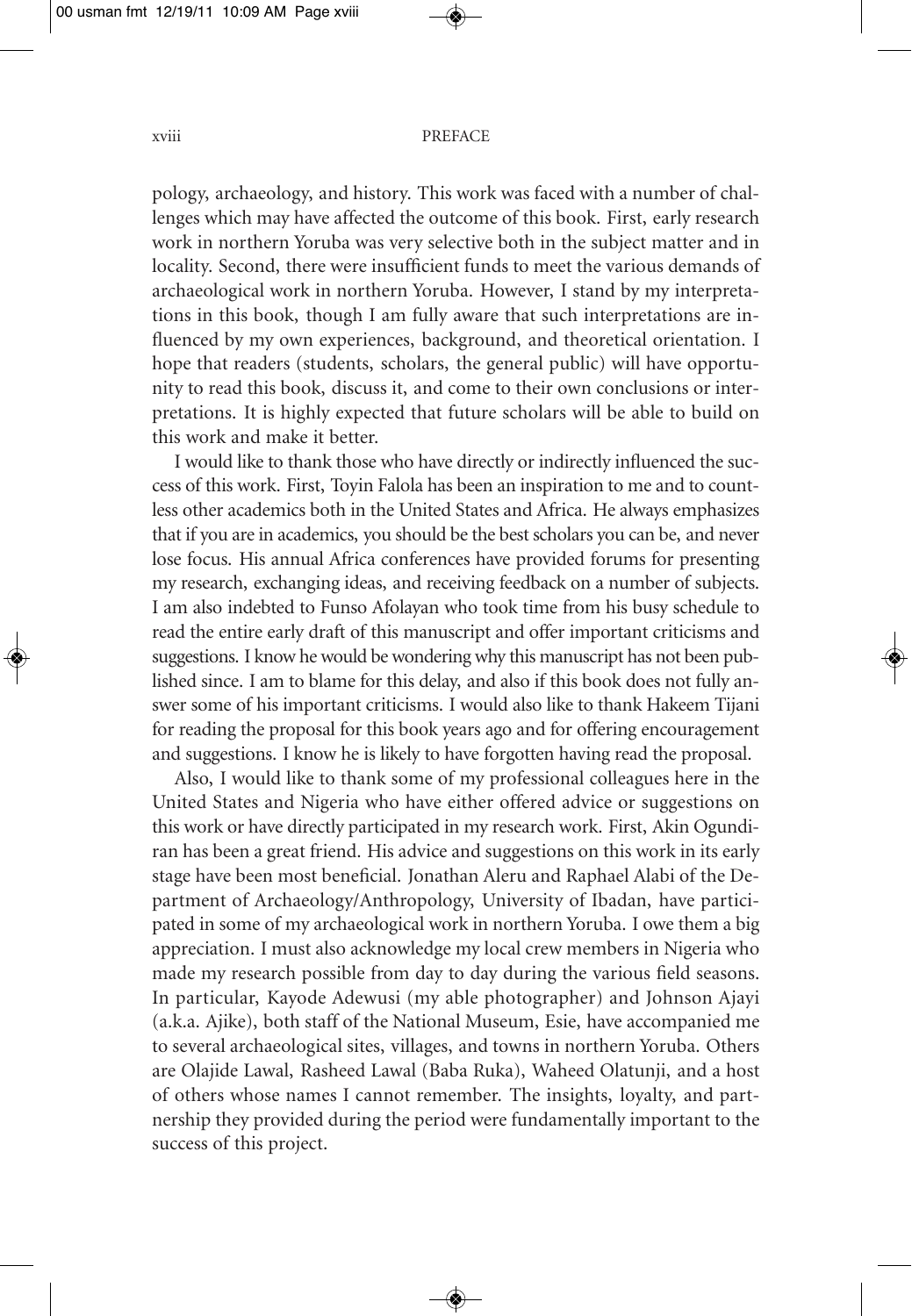pology, archaeology, and history. This work was faced with a number of challenges which may have affected the outcome of this book. First, early research work in northern Yoruba was very selective both in the subject matter and in locality. Second, there were insufficient funds to meet the various demands of archaeological work in northern Yoruba. However, I stand by my interpretations in this book, though I am fully aware that such interpretations are influenced by my own experiences, background, and theoretical orientation. I hope that readers (students, scholars, the general public) will have opportunity to read this book, discuss it, and come to their own conclusions or interpretations. It is highly expected that future scholars will be able to build on this work and make it better.

I would like to thank those who have directly or indirectly influenced the success of this work. First, Toyin Falola has been an inspiration to me and to countless other academics both in the United States and Africa. He always emphasizes that if you are in academics, you should be the best scholars you can be, and never lose focus. His annual Africa conferences have provided forums for presenting my research, exchanging ideas, and receiving feedback on a number of subjects. I am also indebted to Funso Afolayan who took time from his busy schedule to read the entire early draft of this manuscript and offer important criticisms and suggestions. I know he would be wondering why this manuscript has not been published since. I am to blame for this delay, and also if this book does not fully answer some of his important criticisms. I would also like to thank Hakeem Tijani for reading the proposal for this book years ago and for offering encouragement and suggestions. I know he is likely to have forgotten having read the proposal.

Also, I would like to thank some of my professional colleagues here in the United States and Nigeria who have either offered advice or suggestions on this work or have directly participated in my research work. First, Akin Ogundiran has been a great friend. His advice and suggestions on this work in its early stage have been most beneficial. Jonathan Aleru and Raphael Alabi of the Department of Archaeology/Anthropology, University of Ibadan, have participated in some of my archaeological work in northern Yoruba. I owe them a big appreciation. I must also acknowledge my local crew members in Nigeria who made my research possible from day to day during the various field seasons. In particular, Kayode Adewusi (my able photographer) and Johnson Ajayi (a.k.a. Ajike), both staff of the National Museum, Esie, have accompanied me to several archaeological sites, villages, and towns in northern Yoruba. Others are Olajide Lawal, Rasheed Lawal (Baba Ruka), Waheed Olatunji, and a host of others whose names I cannot remember. The insights, loyalty, and partnership they provided during the period were fundamentally important to the success of this project.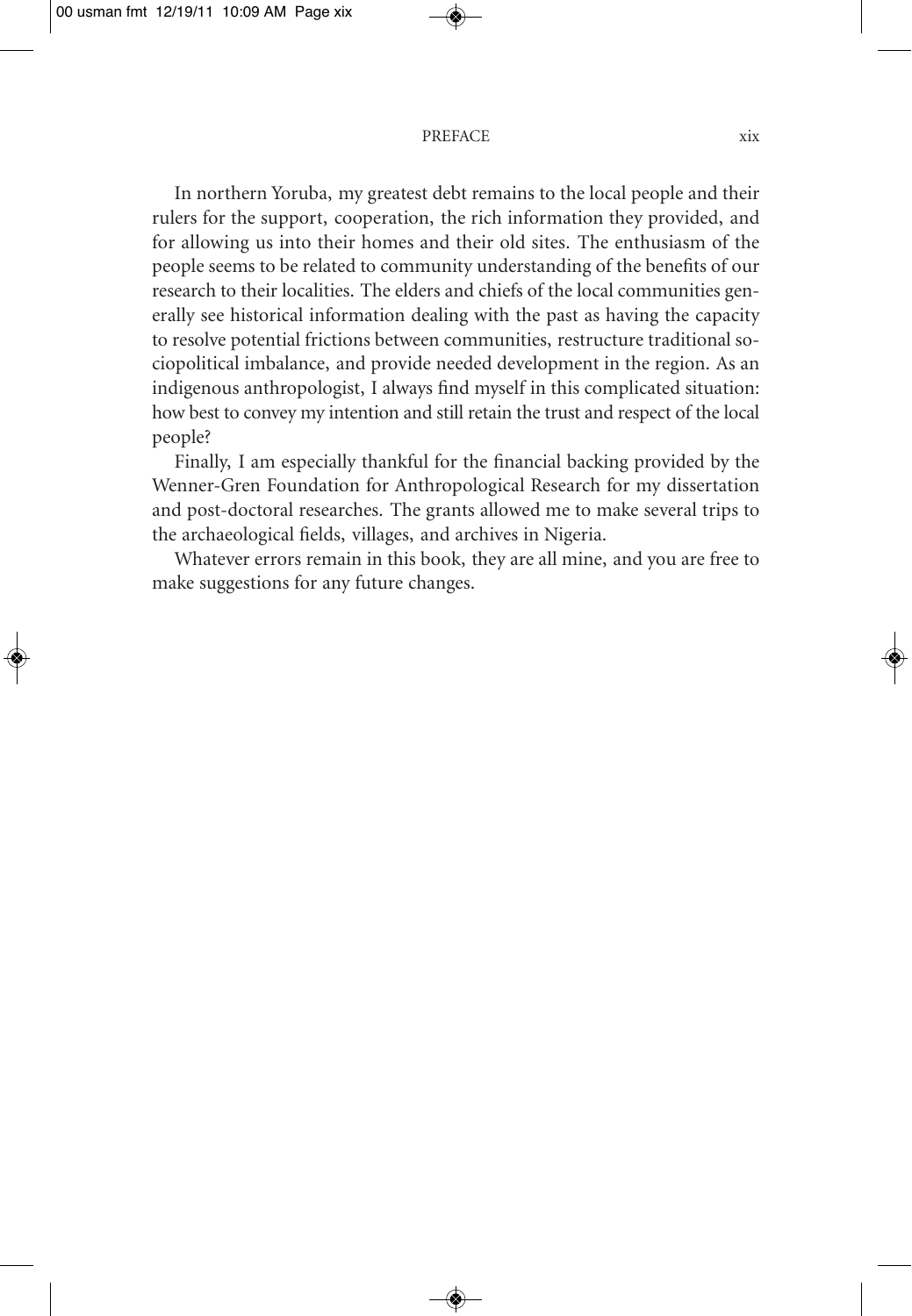In northern Yoruba, my greatest debt remains to the local people and their rulers for the support, cooperation, the rich information they provided, and for allowing us into their homes and their old sites. The enthusiasm of the people seems to be related to community understanding of the benefits of our research to their localities. The elders and chiefs of the local communities generally see historical information dealing with the past as having the capacity to resolve potential frictions between communities, restructure traditional sociopolitical imbalance, and provide needed development in the region. As an indigenous anthropologist, I always find myself in this complicated situation: how best to convey my intention and still retain the trust and respect of the local people?

Finally, I am especially thankful for the financial backing provided by the Wenner-Gren Foundation for Anthropological Research for my dissertation and post-doctoral researches. The grants allowed me to make several trips to the archaeological fields, villages, and archives in Nigeria.

Whatever errors remain in this book, they are all mine, and you are free to make suggestions for any future changes.